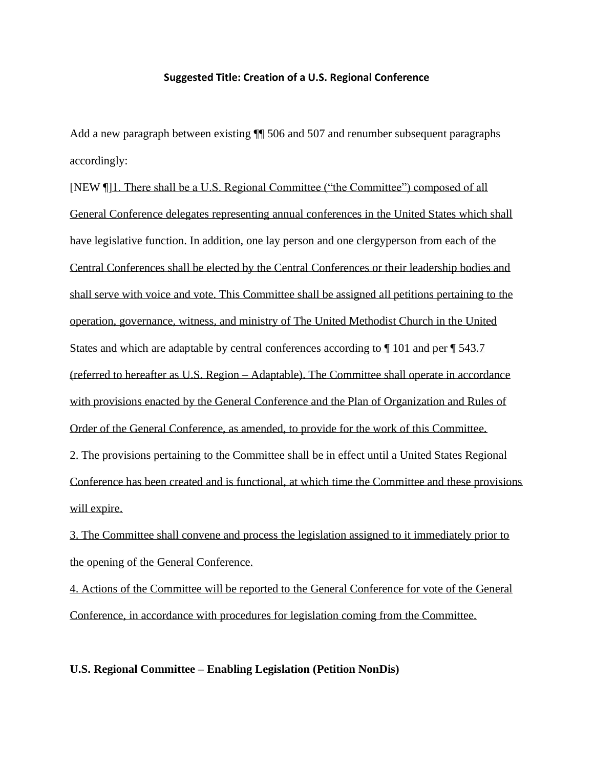**Suggested Title: Creation of a U.S. Regional Conference**

Add a new paragraph between existing ¶¶ 506 and 507 and renumber subsequent paragraphs accordingly:

[NEW ¶]<u>1. There shall be a U.S. Regional Committee ("the Committee") composed of all General Conference delegates representing annual conferences in the United States which shall have legislative function. In addition, one lay person and one clergyperson from each of the Central Conferences shall be elected by the Central Conferences or their leadership bodies and shall serve with voice and vote. This Committee shall be assigned all petitions pertaining to the operation, governance, witness, and ministry of The United Methodist Church in the United States and which are adaptable by central conferences according to ¶ 101 and per ¶ 543.7 (referred to hereafter as U.S. Region – Adaptable). The Committee shall operate in accordance with provisions enacted by the General Conference and the Plan of Organization and Rules of Order of the General Conference, as amended, to provide for the work of this Committee.</u>

<u>2. The provisions pertaining to the Committee shall be in effect until a United States Regional Conference has been created and is functional, at which time the Committee and these provisions will expire.</u>

<u>3. The Committee shall convene and process the legislation assigned to it immediately prior to the opening of the General Conference.</u>

<u>4. Actions of the Committee will be reported to the General Conference for vote of the General Conference, in accordance with procedures for legislation coming from the Committee.</u>

**U.S. Regional Committee – Enabling Legislation (Petition NonDis)**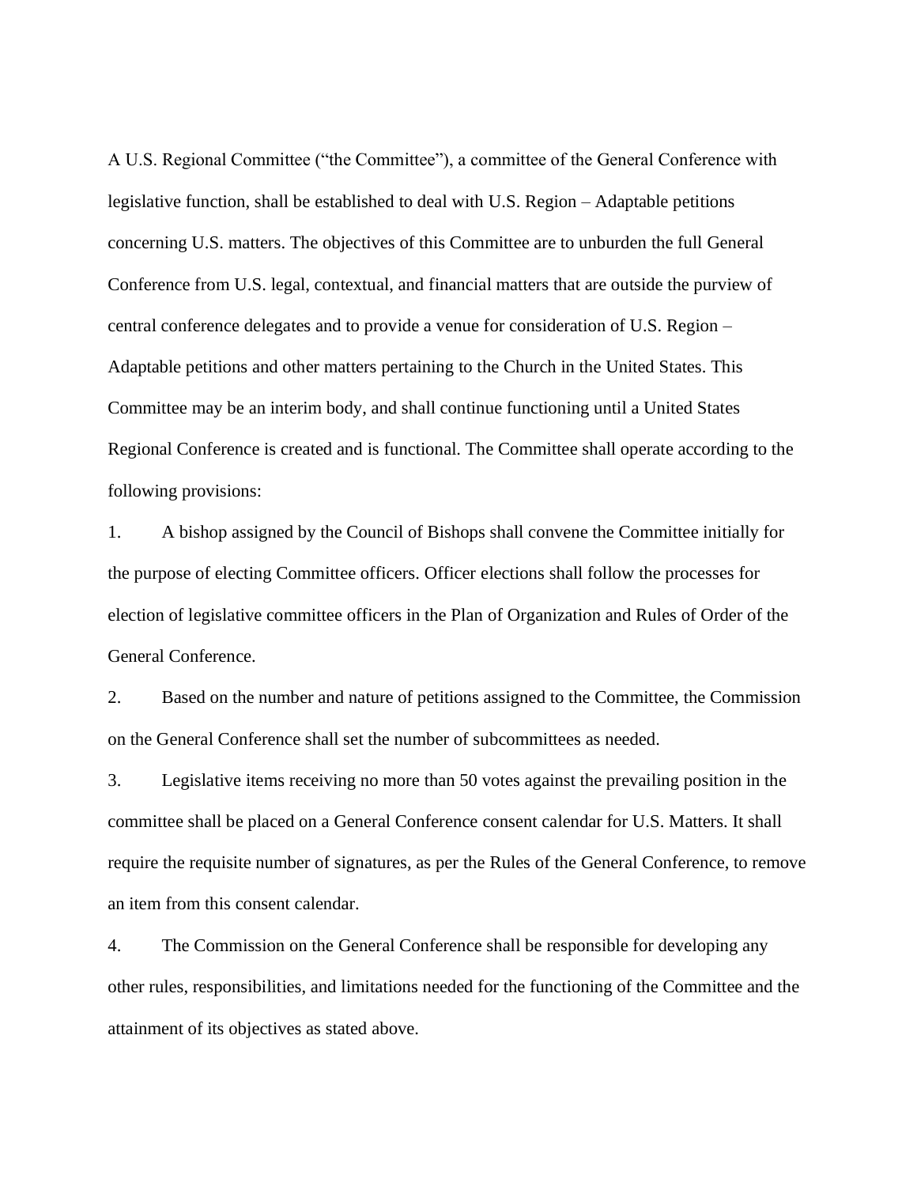A U.S. Regional Committee ("the Committee"), a committee of the General Conference with legislative function, shall be established to deal with U.S. Region – Adaptable petitions concerning U.S. matters. The objectives of this Committee are to unburden the full General Conference from U.S. legal, contextual, and financial matters that are outside the purview of central conference delegates and to provide a venue for consideration of U.S. Region – Adaptable petitions and other matters pertaining to the Church in the United States. This Committee may be an interim body, and shall continue functioning until a United States Regional Conference is created and is functional. The Committee shall operate according to the following provisions:

1. A bishop assigned by the Council of Bishops shall convene the Committee initially for the purpose of electing Committee officers. Officer elections shall follow the processes for election of legislative committee officers in the Plan of Organization and Rules of Order of the General Conference.

2. Based on the number and nature of petitions assigned to the Committee, the Commission on the General Conference shall set the number of subcommittees as needed.

3. Legislative items receiving no more than 50 votes against the prevailing position in the committee shall be placed on a General Conference consent calendar for U.S. Matters. It shall require the requisite number of signatures, as per the Rules of the General Conference, to remove an item from this consent calendar.

4. The Commission on the General Conference shall be responsible for developing any other rules, responsibilities, and limitations needed for the functioning of the Committee and the attainment of its objectives as stated above.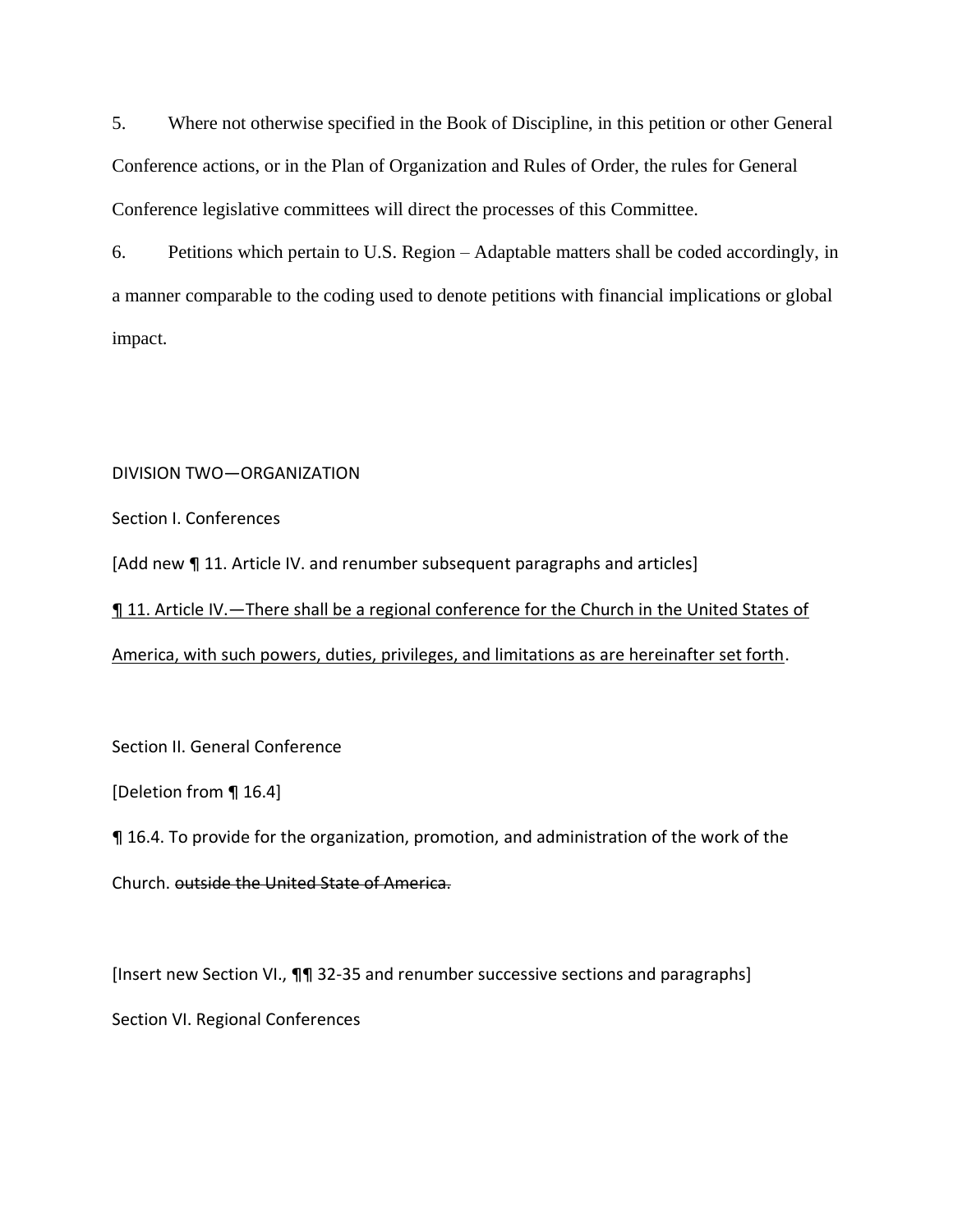5. Where not otherwise specified in the Book of Discipline, in this petition or other General Conference actions, or in the Plan of Organization and Rules of Order, the rules for General Conference legislative committees will direct the processes of this Committee.

6. Petitions which pertain to U.S. Region – Adaptable matters shall be coded accordingly, in a manner comparable to the coding used to denote petitions with financial implications or global impact.

DIVISION TWO—ORGANIZATION

Section I. Conferences

[Add new ¶ 11. Article IV. and renumber subsequent paragraphs and articles]

<u>¶ 11. Article IV.—There shall be a regional conference for the Church in the United States of America, with such powers, duties, privileges, and limitations as are hereinafter set forth</u>.

Section II. General Conference

[Deletion from ¶ 16.4]

¶ 16.4. To provide for the organization, promotion, and administration of the work of the Church. ~~outside the United State of America.~~

[Insert new Section VI., ¶¶ 32-35 and renumber successive sections and paragraphs]

Section VI. Regional Conferences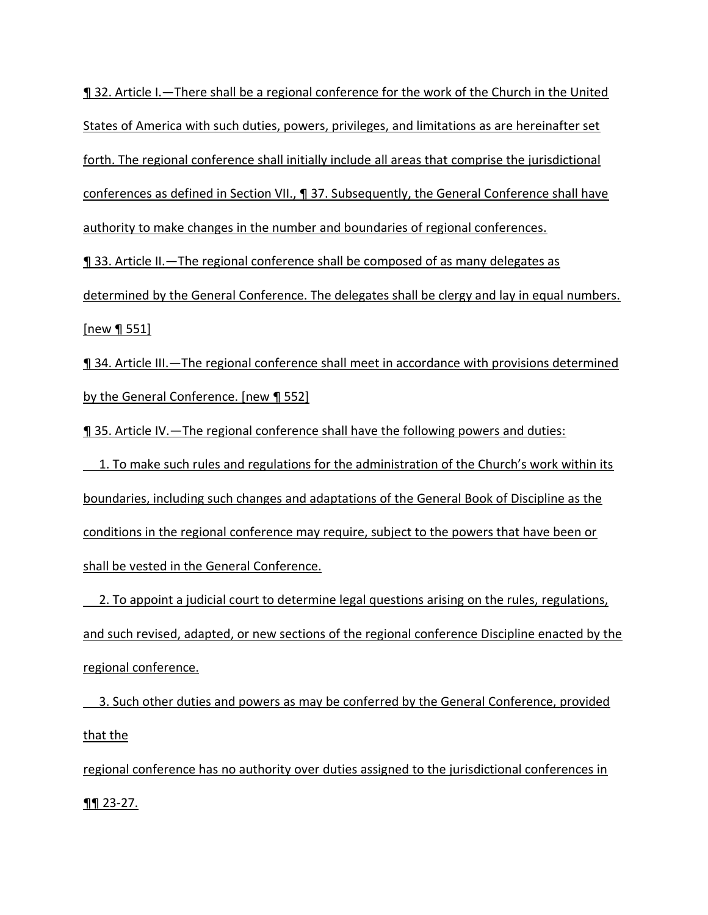¶ 32. Article I.—There shall be a regional conference for the work of the Church in the United States of America with such duties, powers, privileges, and limitations as are hereinafter set forth. The regional conference shall initially include all areas that comprise the jurisdictional conferences as defined in Section VII., ¶ 37. Subsequently, the General Conference shall have authority to make changes in the number and boundaries of regional conferences.

¶ 33. Article II.—The regional conference shall be composed of as many delegates as determined by the General Conference. The delegates shall be clergy and lay in equal numbers. [new ¶ 551]

¶ 34. Article III.—The regional conference shall meet in accordance with provisions determined by the General Conference. [new ¶ 552]

¶ 35. Article IV.—The regional conference shall have the following powers and duties:

1. To make such rules and regulations for the administration of the Church's work within its boundaries, including such changes and adaptations of the General Book of Discipline as the conditions in the regional conference may require, subject to the powers that have been or shall be vested in the General Conference.

2. To appoint a judicial court to determine legal questions arising on the rules, regulations, and such revised, adapted, or new sections of the regional conference Discipline enacted by the regional conference.

3. Such other duties and powers as may be conferred by the General Conference, provided that the regional conference has no authority over duties assigned to the jurisdictional conferences in ¶¶ 23-27.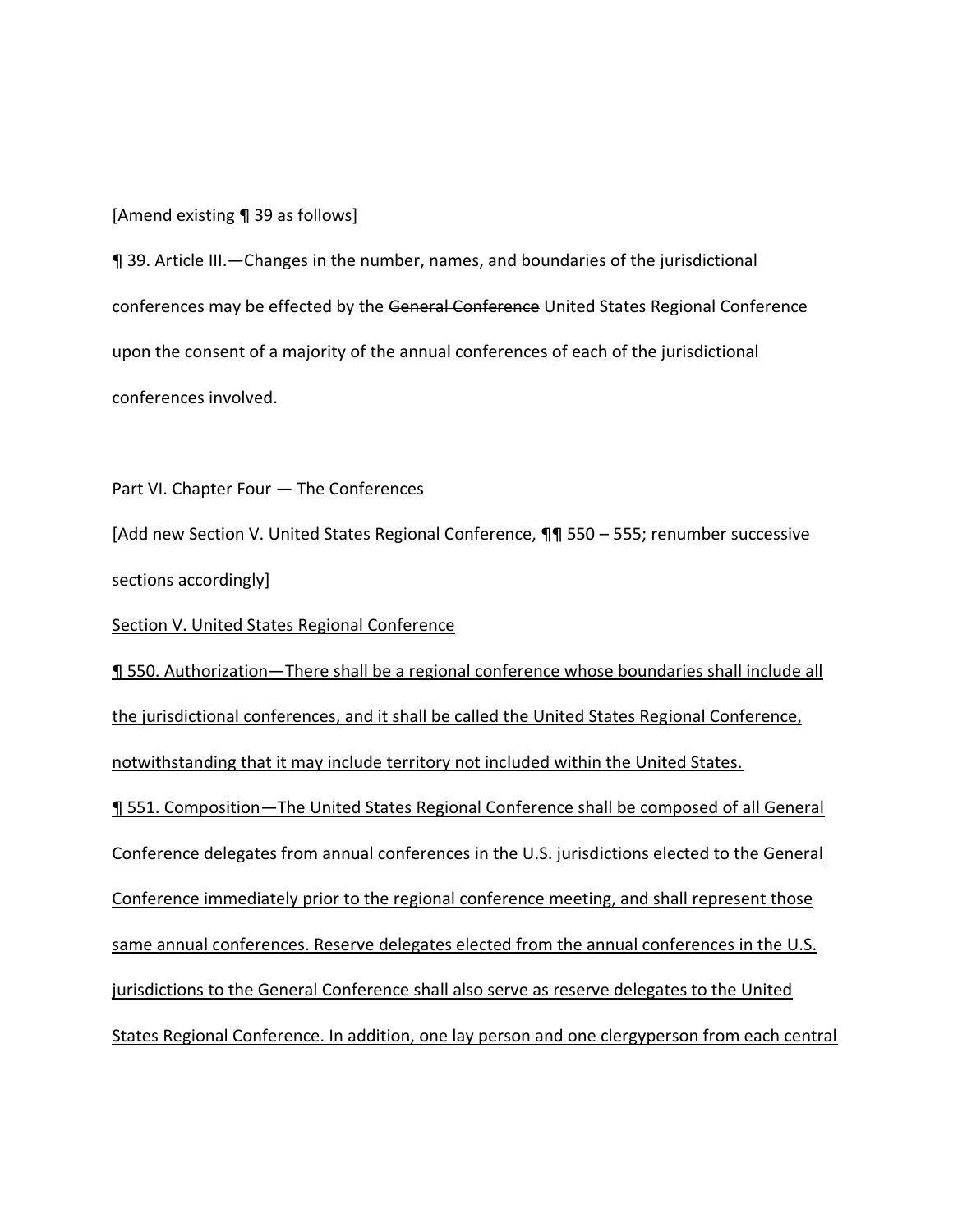[Amend existing ¶ 39 as follows]

¶ 39. Article III.—Changes in the number, names, and boundaries of the jurisdictional conferences may be effected by the ~~General Conference~~ <u>United States Regional Conference</u> upon the consent of a majority of the annual conferences of each of the jurisdictional conferences involved.

Part VI. Chapter Four — The Conferences

[Add new Section V. United States Regional Conference, ¶¶ 550 – 555; renumber successive sections accordingly]

<u>Section V. United States Regional Conference</u>

<u>¶ 550. Authorization—There shall be a regional conference whose boundaries shall include all the jurisdictional conferences, and it shall be called the United States Regional Conference, notwithstanding that it may include territory not included within the United States.</u>

<u>¶ 551. Composition—The United States Regional Conference shall be composed of all General Conference delegates from annual conferences in the U.S. jurisdictions elected to the General Conference immediately prior to the regional conference meeting, and shall represent those same annual conferences. Reserve delegates elected from the annual conferences in the U.S. jurisdictions to the General Conference shall also serve as reserve delegates to the United States Regional Conference. In addition, one lay person and one clergyperson from each central</u>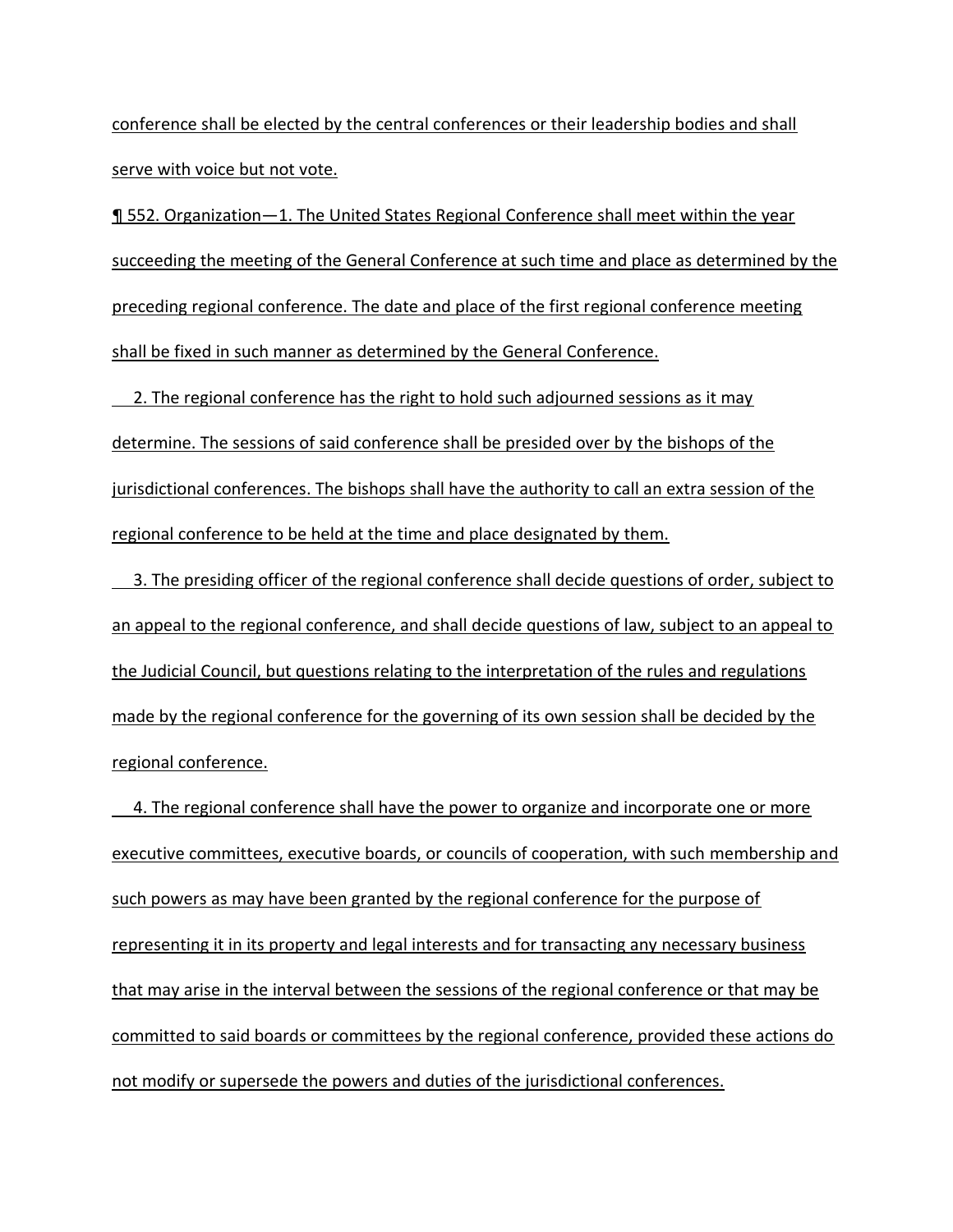conference shall be elected by the central conferences or their leadership bodies and shall serve with voice but not vote.

¶ 552. Organization—1. The United States Regional Conference shall meet within the year succeeding the meeting of the General Conference at such time and place as determined by the preceding regional conference. The date and place of the first regional conference meeting shall be fixed in such manner as determined by the General Conference.

2. The regional conference has the right to hold such adjourned sessions as it may determine. The sessions of said conference shall be presided over by the bishops of the jurisdictional conferences. The bishops shall have the authority to call an extra session of the regional conference to be held at the time and place designated by them.

3. The presiding officer of the regional conference shall decide questions of order, subject to an appeal to the regional conference, and shall decide questions of law, subject to an appeal to the Judicial Council, but questions relating to the interpretation of the rules and regulations made by the regional conference for the governing of its own session shall be decided by the regional conference.

4. The regional conference shall have the power to organize and incorporate one or more executive committees, executive boards, or councils of cooperation, with such membership and such powers as may have been granted by the regional conference for the purpose of representing it in its property and legal interests and for transacting any necessary business that may arise in the interval between the sessions of the regional conference or that may be committed to said boards or committees by the regional conference, provided these actions do not modify or supersede the powers and duties of the jurisdictional conferences.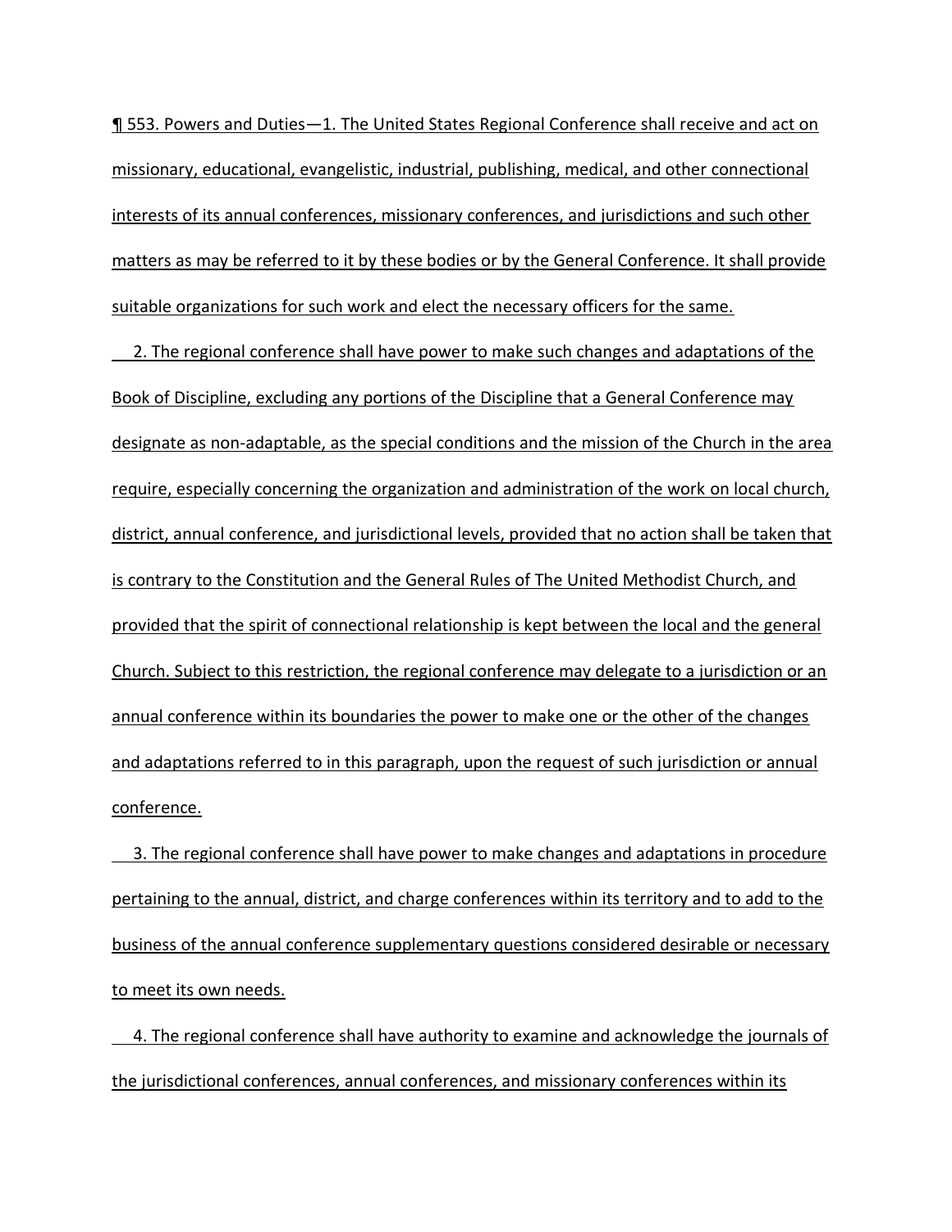¶ 553. Powers and Duties—1. The United States Regional Conference shall receive and act on missionary, educational, evangelistic, industrial, publishing, medical, and other connectional interests of its annual conferences, missionary conferences, and jurisdictions and such other matters as may be referred to it by these bodies or by the General Conference. It shall provide suitable organizations for such work and elect the necessary officers for the same.

2. The regional conference shall have power to make such changes and adaptations of the Book of Discipline, excluding any portions of the Discipline that a General Conference may designate as non-adaptable, as the special conditions and the mission of the Church in the area require, especially concerning the organization and administration of the work on local church, district, annual conference, and jurisdictional levels, provided that no action shall be taken that is contrary to the Constitution and the General Rules of The United Methodist Church, and provided that the spirit of connectional relationship is kept between the local and the general Church. Subject to this restriction, the regional conference may delegate to a jurisdiction or an annual conference within its boundaries the power to make one or the other of the changes and adaptations referred to in this paragraph, upon the request of such jurisdiction or annual conference.

3. The regional conference shall have power to make changes and adaptations in procedure pertaining to the annual, district, and charge conferences within its territory and to add to the business of the annual conference supplementary questions considered desirable or necessary to meet its own needs.

4. The regional conference shall have authority to examine and acknowledge the journals of the jurisdictional conferences, annual conferences, and missionary conferences within its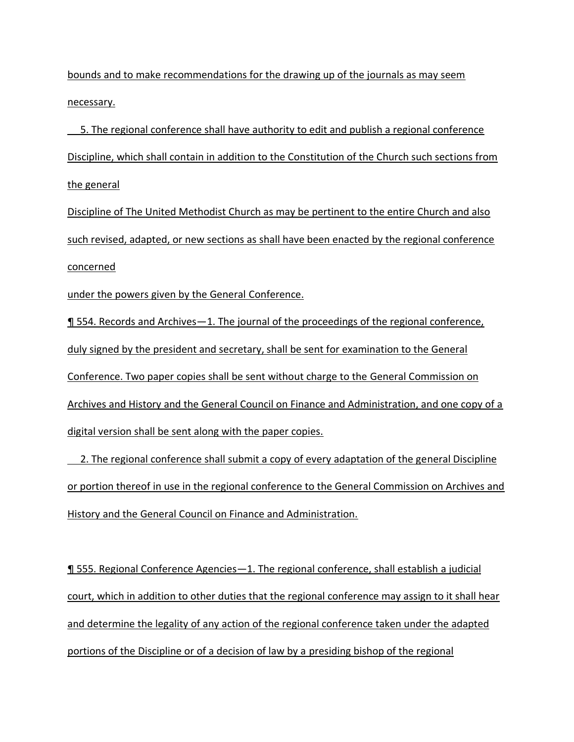bounds and to make recommendations for the drawing up of the journals as may seem necessary.

5. The regional conference shall have authority to edit and publish a regional conference Discipline, which shall contain in addition to the Constitution of the Church such sections from the general Discipline of The United Methodist Church as may be pertinent to the entire Church and also such revised, adapted, or new sections as shall have been enacted by the regional conference concerned under the powers given by the General Conference.

¶ 554. Records and Archives—1. The journal of the proceedings of the regional conference, duly signed by the president and secretary, shall be sent for examination to the General Conference. Two paper copies shall be sent without charge to the General Commission on Archives and History and the General Council on Finance and Administration, and one copy of a digital version shall be sent along with the paper copies.

2. The regional conference shall submit a copy of every adaptation of the general Discipline or portion thereof in use in the regional conference to the General Commission on Archives and History and the General Council on Finance and Administration.

¶ 555. Regional Conference Agencies—1. The regional conference, shall establish a judicial court, which in addition to other duties that the regional conference may assign to it shall hear and determine the legality of any action of the regional conference taken under the adapted portions of the Discipline or of a decision of law by a presiding bishop of the regional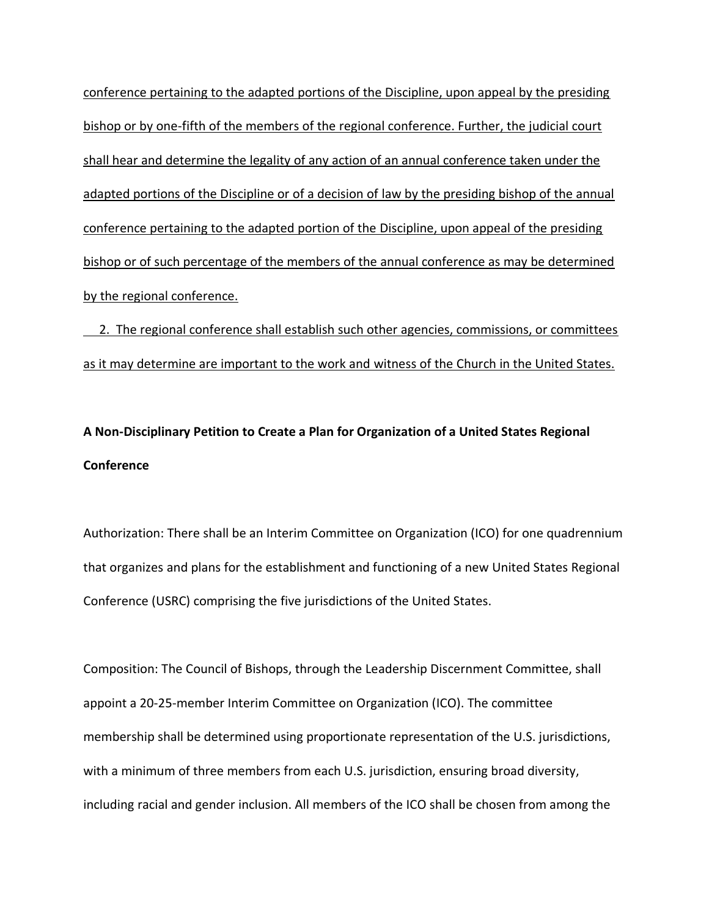<u>conference pertaining to the adapted portions of the Discipline, upon appeal by the presiding bishop or by one-fifth of the members of the regional conference. Further, the judicial court shall hear and determine the legality of any action of an annual conference taken under the adapted portions of the Discipline or of a decision of law by the presiding bishop of the annual conference pertaining to the adapted portion of the Discipline, upon appeal of the presiding bishop or of such percentage of the members of the annual conference as may be determined by the regional conference.</u>

<u>2. The regional conference shall establish such other agencies, commissions, or committees as it may determine are important to the work and witness of the Church in the United States.</u>

**A Non-Disciplinary Petition to Create a Plan for Organization of a United States Regional Conference**

Authorization: There shall be an Interim Committee on Organization (ICO) for one quadrennium that organizes and plans for the establishment and functioning of a new United States Regional Conference (USRC) comprising the five jurisdictions of the United States.

Composition: The Council of Bishops, through the Leadership Discernment Committee, shall appoint a 20-25-member Interim Committee on Organization (ICO). The committee membership shall be determined using proportionate representation of the U.S. jurisdictions, with a minimum of three members from each U.S. jurisdiction, ensuring broad diversity, including racial and gender inclusion. All members of the ICO shall be chosen from among the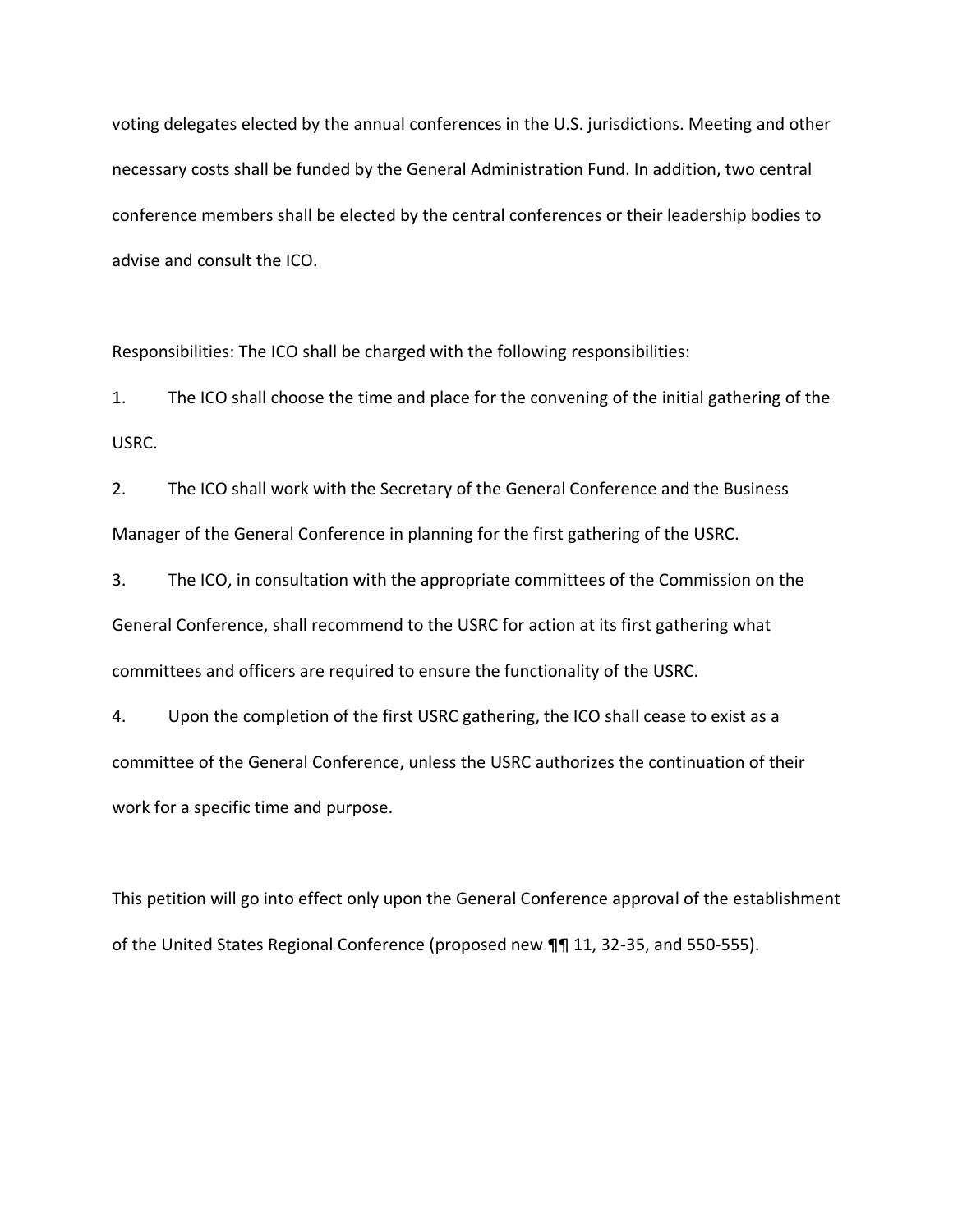voting delegates elected by the annual conferences in the U.S. jurisdictions. Meeting and other necessary costs shall be funded by the General Administration Fund. In addition, two central conference members shall be elected by the central conferences or their leadership bodies to advise and consult the ICO.

Responsibilities: The ICO shall be charged with the following responsibilities:

1. The ICO shall choose the time and place for the convening of the initial gathering of the USRC.
2. The ICO shall work with the Secretary of the General Conference and the Business Manager of the General Conference in planning for the first gathering of the USRC.
3. The ICO, in consultation with the appropriate committees of the Commission on the General Conference, shall recommend to the USRC for action at its first gathering what committees and officers are required to ensure the functionality of the USRC.
4. Upon the completion of the first USRC gathering, the ICO shall cease to exist as a committee of the General Conference, unless the USRC authorizes the continuation of their work for a specific time and purpose.

This petition will go into effect only upon the General Conference approval of the establishment of the United States Regional Conference (proposed new ¶¶ 11, 32-35, and 550-555).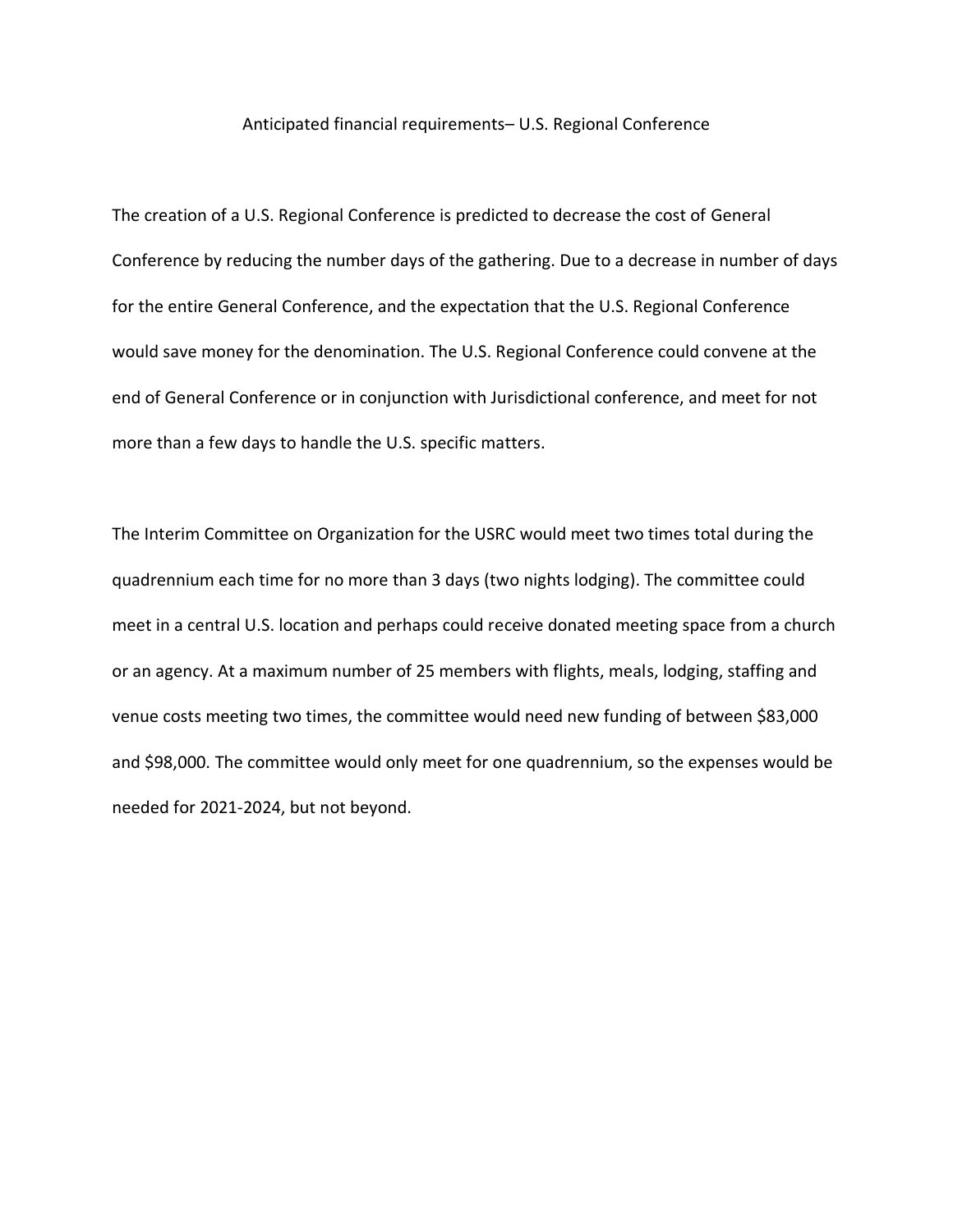# Anticipated financial requirements– U.S. Regional Conference

The creation of a U.S. Regional Conference is predicted to decrease the cost of General Conference by reducing the number days of the gathering. Due to a decrease in number of days for the entire General Conference, and the expectation that the U.S. Regional Conference would save money for the denomination. The U.S. Regional Conference could convene at the end of General Conference or in conjunction with Jurisdictional conference, and meet for not more than a few days to handle the U.S. specific matters.

The Interim Committee on Organization for the USRC would meet two times total during the quadrennium each time for no more than 3 days (two nights lodging). The committee could meet in a central U.S. location and perhaps could receive donated meeting space from a church or an agency. At a maximum number of 25 members with flights, meals, lodging, staffing and venue costs meeting two times, the committee would need new funding of between $83,000 and $98,000. The committee would only meet for one quadrennium, so the expenses would be needed for 2021-2024, but not beyond.